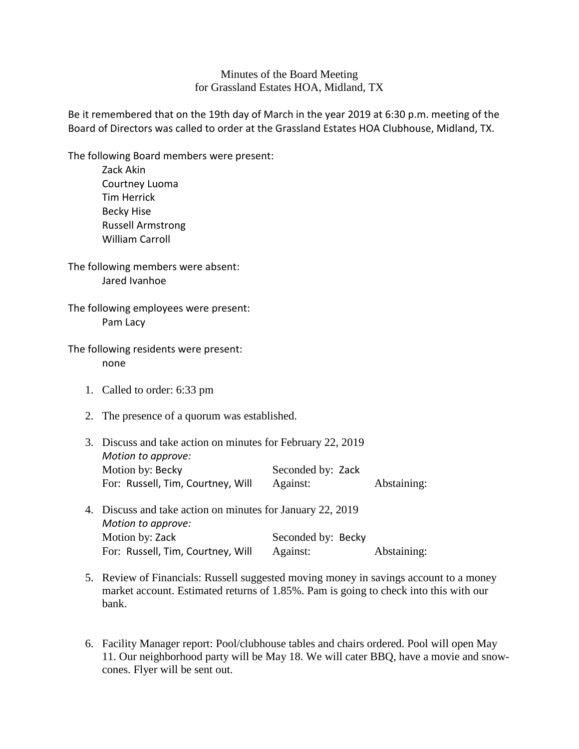Minutes of the Board Meeting
for Grassland Estates HOA, Midland, TX

Be it remembered that on the 19th day of March in the year 2019 at 6:30 p.m. meeting of the Board of Directors was called to order at the Grassland Estates HOA Clubhouse, Midland, TX.

The following Board members were present:

- Zack Akin
- Courtney Luoma
- Tim Herrick
- Becky Hise
- Russell Armstrong
- William Carroll

The following members were absent:

- Jared Ivanhoe

The following employees were present:

- Pam Lacy

The following residents were present:

- none

1. Called to order: 6:33 pm

2. The presence of a quorum was established.

3. Discuss and take action on minutes for February 22, 2019
   *Motion to approve:*
   Motion by: Becky    Seconded by: Zack
   For: Russell, Tim, Courtney, Will    Against:    Abstaining:

4. Discuss and take action on minutes for January 22, 2019
   *Motion to approve:*
   Motion by: Zack    Seconded by: Becky
   For: Russell, Tim, Courtney, Will    Against:    Abstaining:

5. Review of Financials: Russell suggested moving money in savings account to a money market account. Estimated returns of 1.85%. Pam is going to check into this with our bank.

6. Facility Manager report: Pool/clubhouse tables and chairs ordered. Pool will open May 11. Our neighborhood party will be May 18. We will cater BBQ, have a movie and snow-cones. Flyer will be sent out.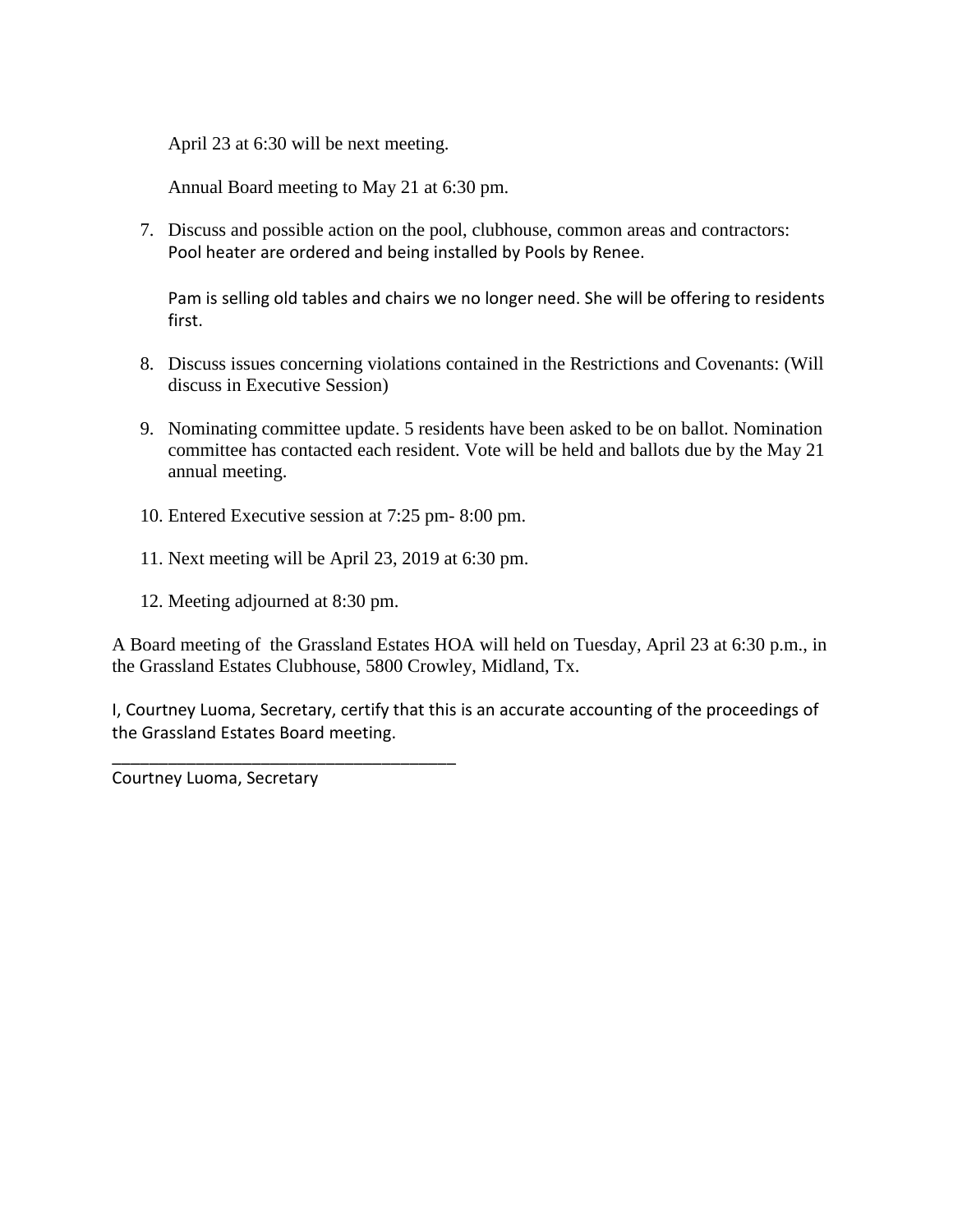April 23 at 6:30 will be next meeting.

Annual Board meeting to May 21 at 6:30 pm.

7. Discuss and possible action on the pool, clubhouse, common areas and contractors: Pool heater are ordered and being installed by Pools by Renee.

   Pam is selling old tables and chairs we no longer need. She will be offering to residents first.

8. Discuss issues concerning violations contained in the Restrictions and Covenants: (Will discuss in Executive Session)

9. Nominating committee update. 5 residents have been asked to be on ballot. Nomination committee has contacted each resident. Vote will be held and ballots due by the May 21 annual meeting.

10. Entered Executive session at 7:25 pm- 8:00 pm.

11. Next meeting will be April 23, 2019 at 6:30 pm.

12. Meeting adjourned at 8:30 pm.

A Board meeting of the Grassland Estates HOA will held on Tuesday, April 23 at 6:30 p.m., in the Grassland Estates Clubhouse, 5800 Crowley, Midland, Tx.

I, Courtney Luoma, Secretary, certify that this is an accurate accounting of the proceedings of the Grassland Estates Board meeting.

______________________________________

Courtney Luoma, Secretary